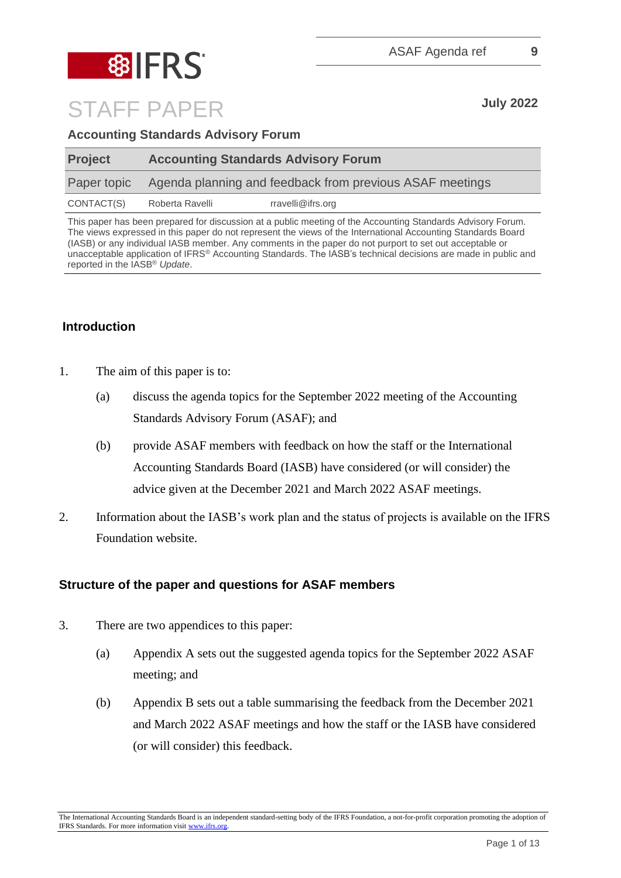ASAF Agenda ref 9

# STAFF PAPER

**July 2022**

**Accounting Standards Advisory Forum**

| **Project** | **Accounting Standards Advisory Forum** |
|---|---|
| Paper topic | Agenda planning and feedback from previous ASAF meetings |
| CONTACT(S) | Roberta Ravelli rravelli@ifrs.org |

This paper has been prepared for discussion at a public meeting of the Accounting Standards Advisory Forum. The views expressed in this paper do not represent the views of the International Accounting Standards Board (IASB) or any individual IASB member. Any comments in the paper do not purport to set out acceptable or unacceptable application of IFRS® Accounting Standards. The IASB's technical decisions are made in public and reported in the IASB® *Update*.

## Introduction

1. The aim of this paper is to:
   (a) discuss the agenda topics for the September 2022 meeting of the Accounting Standards Advisory Forum (ASAF); and
   (b) provide ASAF members with feedback on how the staff or the International Accounting Standards Board (IASB) have considered (or will consider) the advice given at the December 2021 and March 2022 ASAF meetings.

2. Information about the IASB's work plan and the status of projects is available on the IFRS Foundation website.

## Structure of the paper and questions for ASAF members

3. There are two appendices to this paper:
   (a) Appendix A sets out the suggested agenda topics for the September 2022 ASAF meeting; and
   (b) Appendix B sets out a table summarising the feedback from the December 2021 and March 2022 ASAF meetings and how the staff or the IASB have considered (or will consider) this feedback.

The International Accounting Standards Board is an independent standard-setting body of the IFRS Foundation, a not-for-profit corporation promoting the adoption of IFRS Standards. For more information visit www.ifrs.org.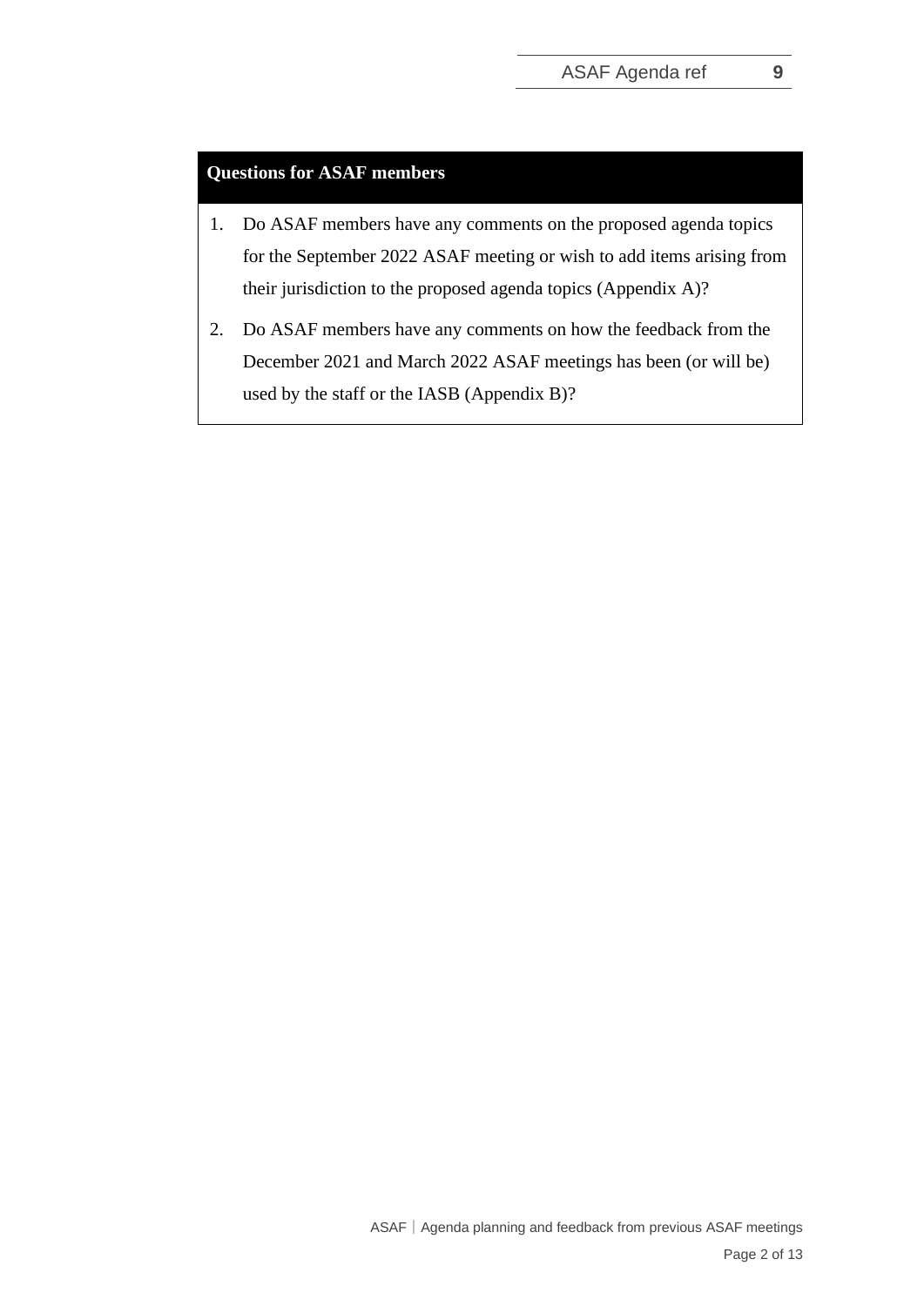**Questions for ASAF members**

1. Do ASAF members have any comments on the proposed agenda topics for the September 2022 ASAF meeting or wish to add items arising from their jurisdiction to the proposed agenda topics (Appendix A)?
2. Do ASAF members have any comments on how the feedback from the December 2021 and March 2022 ASAF meetings has been (or will be) used by the staff or the IASB (Appendix B)?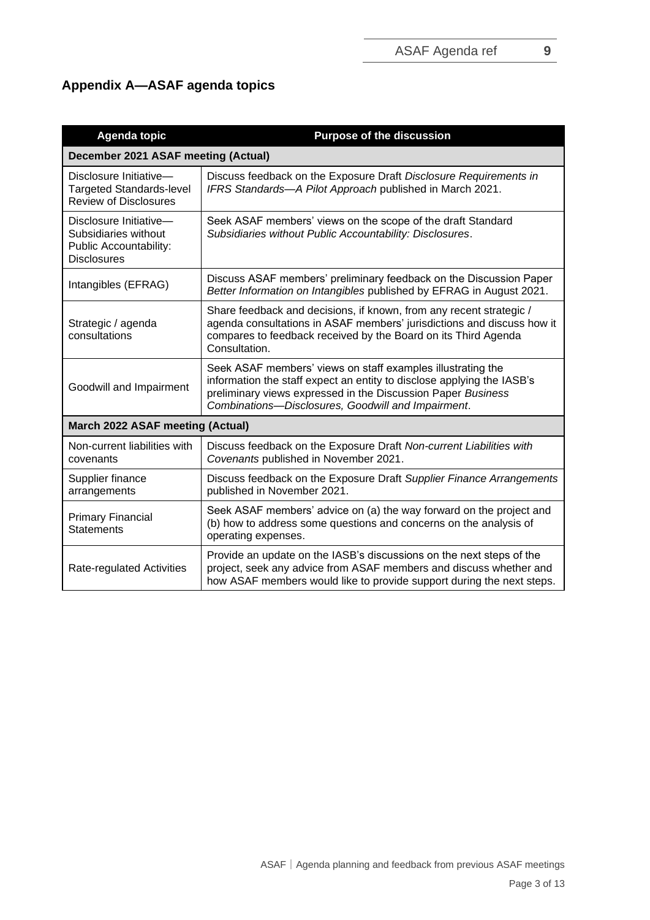## Appendix A—ASAF agenda topics

| Agenda topic | Purpose of the discussion |
|---|---|
| **December 2021 ASAF meeting (Actual)** | |
| Disclosure Initiative—Targeted Standards-level Review of Disclosures | Discuss feedback on the Exposure Draft *Disclosure Requirements in IFRS Standards—A Pilot Approach* published in March 2021. |
| Disclosure Initiative—Subsidiaries without Public Accountability: Disclosures | Seek ASAF members' views on the scope of the draft Standard *Subsidiaries without Public Accountability: Disclosures*. |
| Intangibles (EFRAG) | Discuss ASAF members' preliminary feedback on the Discussion Paper *Better Information on Intangibles* published by EFRAG in August 2021. |
| Strategic / agenda consultations | Share feedback and decisions, if known, from any recent strategic / agenda consultations in ASAF members' jurisdictions and discuss how it compares to feedback received by the Board on its Third Agenda Consultation. |
| Goodwill and Impairment | Seek ASAF members' views on staff examples illustrating the information the staff expect an entity to disclose applying the IASB's preliminary views expressed in the Discussion Paper *Business Combinations—Disclosures, Goodwill and Impairment*. |
| **March 2022 ASAF meeting (Actual)** | |
| Non-current liabilities with covenants | Discuss feedback on the Exposure Draft *Non-current Liabilities with Covenants* published in November 2021. |
| Supplier finance arrangements | Discuss feedback on the Exposure Draft *Supplier Finance Arrangements* published in November 2021. |
| Primary Financial Statements | Seek ASAF members' advice on (a) the way forward on the project and (b) how to address some questions and concerns on the analysis of operating expenses. |
| Rate-regulated Activities | Provide an update on the IASB's discussions on the next steps of the project, seek any advice from ASAF members and discuss whether and how ASAF members would like to provide support during the next steps. |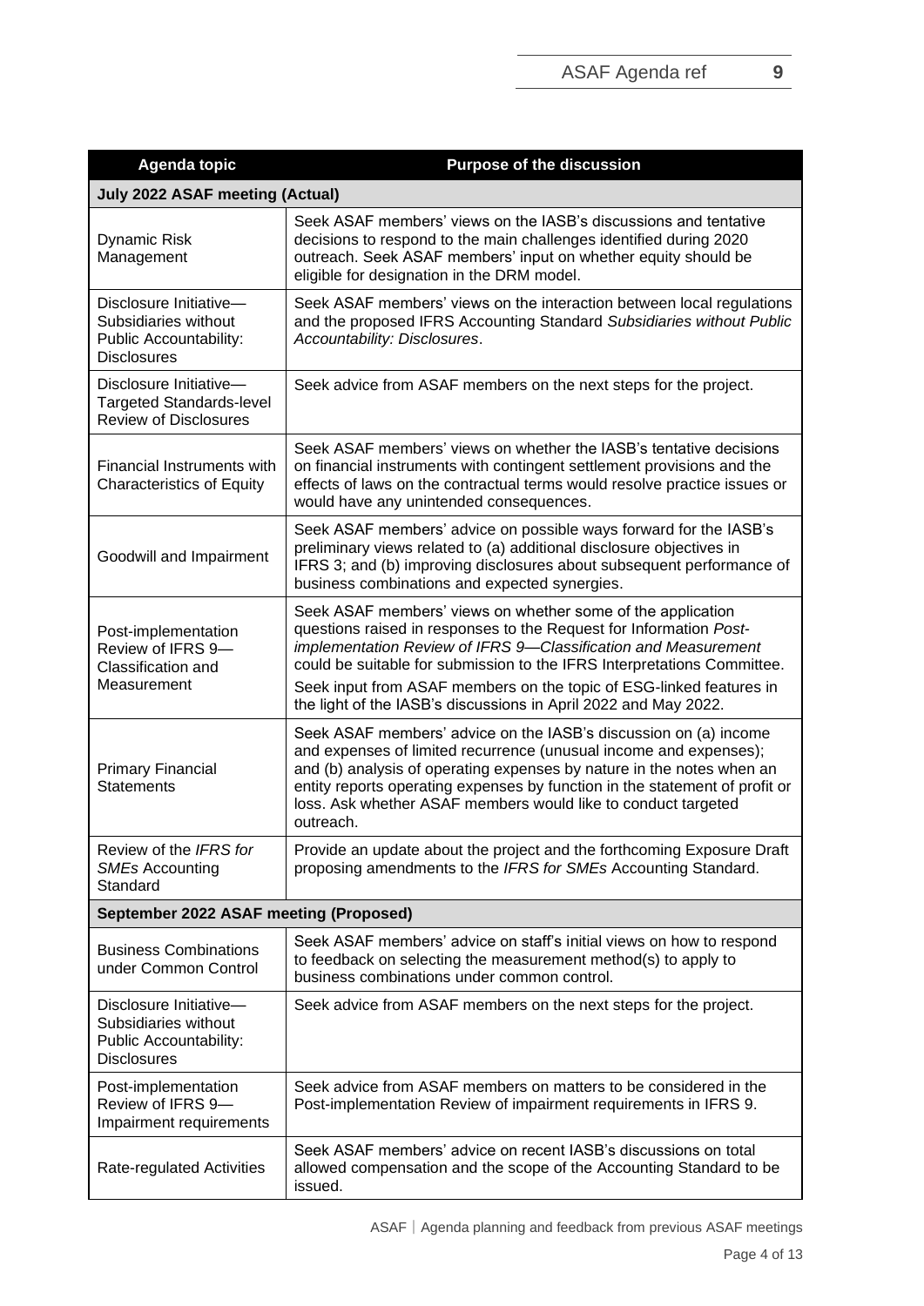| Agenda topic | Purpose of the discussion |
|---|---|
| **July 2022 ASAF meeting (Actual)** | |
| Dynamic Risk Management | Seek ASAF members' views on the IASB's discussions and tentative decisions to respond to the main challenges identified during 2020 outreach. Seek ASAF members' input on whether equity should be eligible for designation in the DRM model. |
| Disclosure Initiative—Subsidiaries without Public Accountability: Disclosures | Seek ASAF members' views on the interaction between local regulations and the proposed IFRS Accounting Standard *Subsidiaries without Public Accountability: Disclosures*. |
| Disclosure Initiative—Targeted Standards-level Review of Disclosures | Seek advice from ASAF members on the next steps for the project. |
| Financial Instruments with Characteristics of Equity | Seek ASAF members' views on whether the IASB's tentative decisions on financial instruments with contingent settlement provisions and the effects of laws on the contractual terms would resolve practice issues or would have any unintended consequences. |
| Goodwill and Impairment | Seek ASAF members' advice on possible ways forward for the IASB's preliminary views related to (a) additional disclosure objectives in IFRS 3; and (b) improving disclosures about subsequent performance of business combinations and expected synergies. |
| Post-implementation Review of IFRS 9—Classification and Measurement | Seek ASAF members' views on whether some of the application questions raised in responses to the Request for Information *Post-implementation Review of IFRS 9—Classification and Measurement* could be suitable for submission to the IFRS Interpretations Committee.<br>Seek input from ASAF members on the topic of ESG-linked features in the light of the IASB's discussions in April 2022 and May 2022. |
| Primary Financial Statements | Seek ASAF members' advice on the IASB's discussion on (a) income and expenses of limited recurrence (unusual income and expenses); and (b) analysis of operating expenses by nature in the notes when an entity reports operating expenses by function in the statement of profit or loss. Ask whether ASAF members would like to conduct targeted outreach. |
| Review of the *IFRS for SMEs* Accounting Standard | Provide an update about the project and the forthcoming Exposure Draft proposing amendments to the *IFRS for SMEs* Accounting Standard. |
| **September 2022 ASAF meeting (Proposed)** | |
| Business Combinations under Common Control | Seek ASAF members' advice on staff's initial views on how to respond to feedback on selecting the measurement method(s) to apply to business combinations under common control. |
| Disclosure Initiative—Subsidiaries without Public Accountability: Disclosures | Seek advice from ASAF members on the next steps for the project. |
| Post-implementation Review of IFRS 9—Impairment requirements | Seek advice from ASAF members on matters to be considered in the Post-implementation Review of impairment requirements in IFRS 9. |
| Rate-regulated Activities | Seek ASAF members' advice on recent IASB's discussions on total allowed compensation and the scope of the Accounting Standard to be issued. |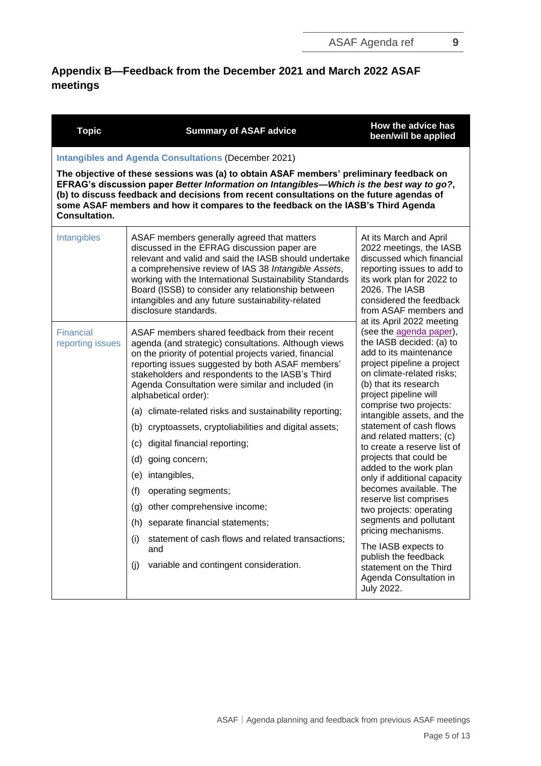## Appendix B—Feedback from the December 2021 and March 2022 ASAF meetings

| Topic | Summary of ASAF advice | How the advice has been/will be applied |
|---|---|---|
| **Intangibles and Agenda Consultations** (December 2021) **The objective of these sessions was (a) to obtain ASAF members' preliminary feedback on EFRAG's discussion paper *Better Information on Intangibles—Which is the best way to go?*, (b) to discuss feedback and decisions from recent consultations on the future agendas of some ASAF members and how it compares to the feedback on the IASB's Third Agenda Consultation.** | | |
| Intangibles | ASAF members generally agreed that matters discussed in the EFRAG discussion paper are relevant and valid and said the IASB should undertake a comprehensive review of IAS 38 *Intangible Assets*, working with the International Sustainability Standards Board (ISSB) to consider any relationship between intangibles and any future sustainability-related disclosure standards. | At its March and April 2022 meetings, the IASB discussed which financial reporting issues to add to its work plan for 2022 to 2026. The IASB considered the feedback from ASAF members and at its April 2022 meeting (see the agenda paper), the IASB decided: (a) to add to its maintenance project pipeline a project on climate-related risks; (b) that its research project pipeline will comprise two projects: intangible assets, and the statement of cash flows and related matters; (c) to create a reserve list of projects that could be added to the work plan only if additional capacity becomes available. The reserve list comprises two projects: operating segments and pollutant pricing mechanisms. The IASB expects to publish the feedback statement on the Third Agenda Consultation in July 2022. |
| Financial reporting issues | ASAF members shared feedback from their recent agenda (and strategic) consultations. Although views on the priority of potential projects varied, financial reporting issues suggested by both ASAF members' stakeholders and respondents to the IASB's Third Agenda Consultation were similar and included (in alphabetical order): (a) climate-related risks and sustainability reporting; (b) cryptoassets, cryptoliabilities and digital assets; (c) digital financial reporting; (d) going concern; (e) intangibles, (f) operating segments; (g) other comprehensive income; (h) separate financial statements; (i) statement of cash flows and related transactions; and (j) variable and contingent consideration. | |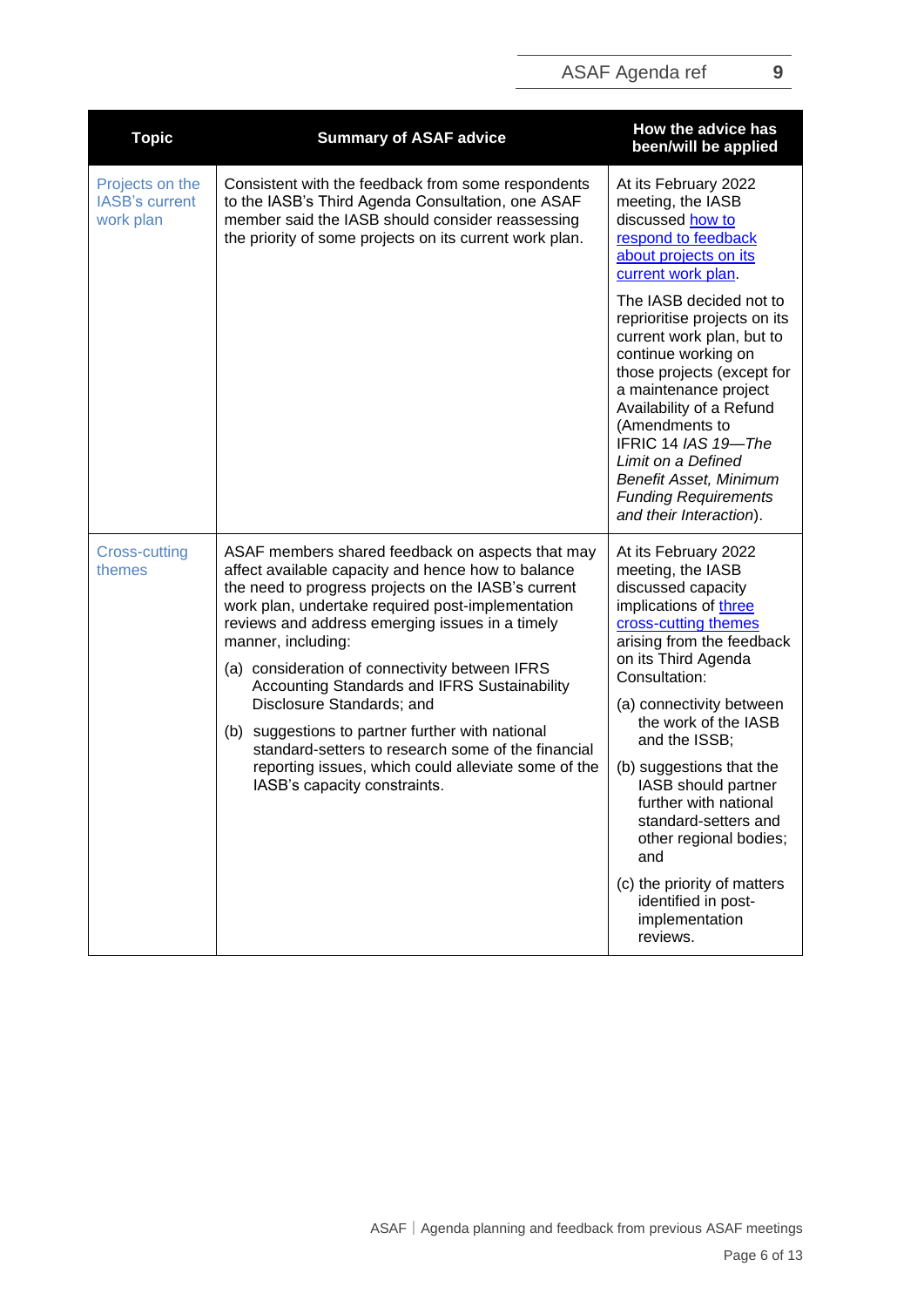| Topic | Summary of ASAF advice | How the advice has been/will be applied |
|---|---|---|
| Projects on the IASB's current work plan | Consistent with the feedback from some respondents to the IASB's Third Agenda Consultation, one ASAF member said the IASB should consider reassessing the priority of some projects on its current work plan. | At its February 2022 meeting, the IASB discussed how to respond to feedback about projects on its current work plan.<br><br>The IASB decided not to reprioritise projects on its current work plan, but to continue working on those projects (except for a maintenance project Availability of a Refund (Amendments to IFRIC 14 *IAS 19—The Limit on a Defined Benefit Asset, Minimum Funding Requirements and their Interaction*). |
| Cross-cutting themes | ASAF members shared feedback on aspects that may affect available capacity and hence how to balance the need to progress projects on the IASB's current work plan, undertake required post-implementation reviews and address emerging issues in a timely manner, including:<br><br>(a) consideration of connectivity between IFRS Accounting Standards and IFRS Sustainability Disclosure Standards; and<br><br>(b) suggestions to partner further with national standard-setters to research some of the financial reporting issues, which could alleviate some of the IASB's capacity constraints. | At its February 2022 meeting, the IASB discussed capacity implications of three cross-cutting themes arising from the feedback on its Third Agenda Consultation:<br><br>(a) connectivity between the work of the IASB and the ISSB;<br><br>(b) suggestions that the IASB should partner further with national standard-setters and other regional bodies; and<br><br>(c) the priority of matters identified in post-implementation reviews. |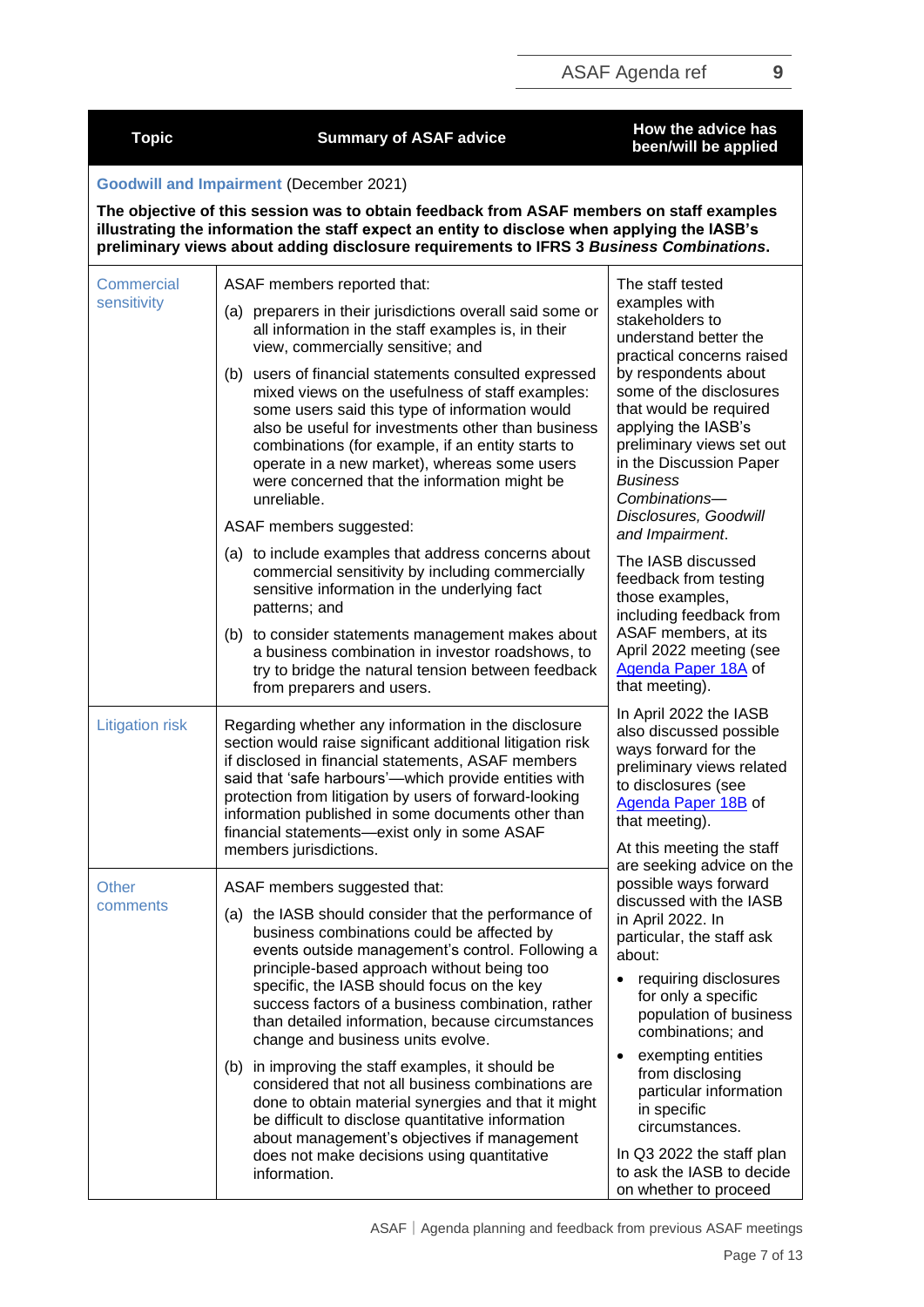| Topic | Summary of ASAF advice | How the advice has been/will be applied |
|---|---|---|
| **Goodwill and Impairment** (December 2021)<br><br>**The objective of this session was to obtain feedback from ASAF members on staff examples illustrating the information the staff expect an entity to disclose when applying the IASB's preliminary views about adding disclosure requirements to IFRS 3 *Business Combinations*.** | | |
| Commercial sensitivity | ASAF members reported that:<br>(a) preparers in their jurisdictions overall said some or all information in the staff examples is, in their view, commercially sensitive; and<br>(b) users of financial statements consulted expressed mixed views on the usefulness of staff examples: some users said this type of information would also be useful for investments other than business combinations (for example, if an entity starts to operate in a new market), whereas some users were concerned that the information might be unreliable.<br>ASAF members suggested:<br>(a) to include examples that address concerns about commercial sensitivity by including commercially sensitive information in the underlying fact patterns; and<br>(b) to consider statements management makes about a business combination in investor roadshows, to try to bridge the natural tension between feedback from preparers and users. | The staff tested examples with stakeholders to understand better the practical concerns raised by respondents about some of the disclosures that would be required applying the IASB's preliminary views set out in the Discussion Paper *Business Combinations—Disclosures, Goodwill and Impairment*.<br>The IASB discussed feedback from testing those examples, including feedback from ASAF members, at its April 2022 meeting (see Agenda Paper 18A of that meeting).<br>In April 2022 the IASB also discussed possible ways forward for the preliminary views related to disclosures (see Agenda Paper 18B of that meeting).<br>At this meeting the staff are seeking advice on the possible ways forward discussed with the IASB in April 2022. In particular, the staff ask about:<br>• requiring disclosures for only a specific population of business combinations; and<br>• exempting entities from disclosing particular information in specific circumstances.<br>In Q3 2022 the staff plan to ask the IASB to decide on whether to proceed |
| Litigation risk | Regarding whether any information in the disclosure section would raise significant additional litigation risk if disclosed in financial statements, ASAF members said that 'safe harbours'—which provide entities with protection from litigation by users of forward-looking information published in some documents other than financial statements—exist only in some ASAF members jurisdictions. | |
| Other comments | ASAF members suggested that:<br>(a) the IASB should consider that the performance of business combinations could be affected by events outside management's control. Following a principle-based approach without being too specific, the IASB should focus on the key success factors of a business combination, rather than detailed information, because circumstances change and business units evolve.<br>(b) in improving the staff examples, it should be considered that not all business combinations are done to obtain material synergies and that it might be difficult to disclose quantitative information about management's objectives if management does not make decisions using quantitative information. | |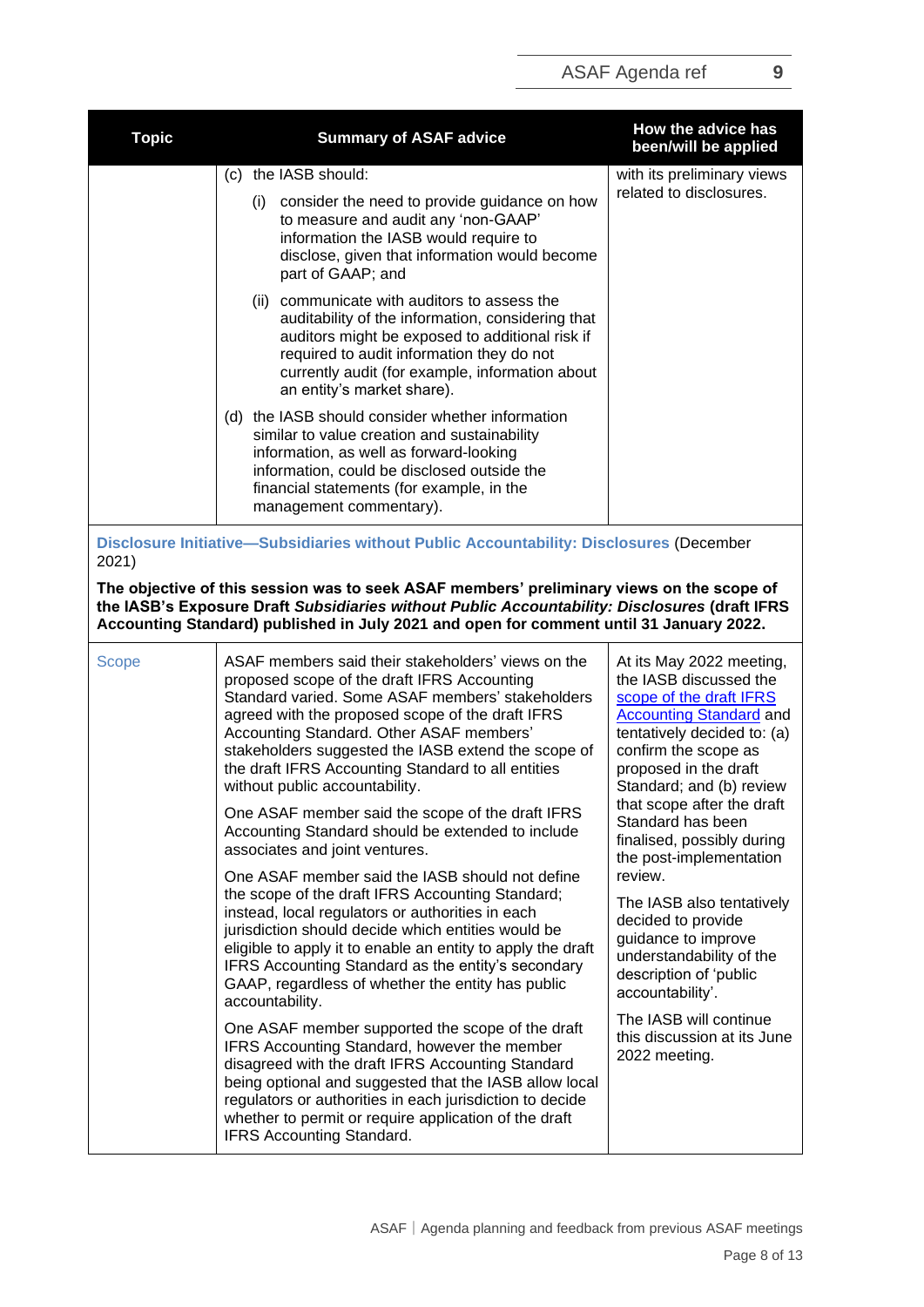| Topic | Summary of ASAF advice | How the advice has been/will be applied |
|---|---|---|
| | (c) the IASB should:<br>(i) consider the need to provide guidance on how to measure and audit any 'non-GAAP' information the IASB would require to disclose, given that information would become part of GAAP; and<br>(ii) communicate with auditors to assess the auditability of the information, considering that auditors might be exposed to additional risk if required to audit information they do not currently audit (for example, information about an entity's market share).<br>(d) the IASB should consider whether information similar to value creation and sustainability information, as well as forward-looking information, could be disclosed outside the financial statements (for example, in the management commentary). | with its preliminary views related to disclosures. |
| **Disclosure Initiative—Subsidiaries without Public Accountability: Disclosures** (December 2021)<br><br>**The objective of this session was to seek ASAF members' preliminary views on the scope of the IASB's Exposure Draft *Subsidiaries without Public Accountability: Disclosures* (draft IFRS Accounting Standard) published in July 2021 and open for comment until 31 January 2022.** | | |
| Scope | ASAF members said their stakeholders' views on the proposed scope of the draft IFRS Accounting Standard varied. Some ASAF members' stakeholders agreed with the proposed scope of the draft IFRS Accounting Standard. Other ASAF members' stakeholders suggested the IASB extend the scope of the draft IFRS Accounting Standard to all entities without public accountability.<br><br>One ASAF member said the scope of the draft IFRS Accounting Standard should be extended to include associates and joint ventures.<br><br>One ASAF member said the IASB should not define the scope of the draft IFRS Accounting Standard; instead, local regulators or authorities in each jurisdiction should decide which entities would be eligible to apply it to enable an entity to apply the draft IFRS Accounting Standard as the entity's secondary GAAP, regardless of whether the entity has public accountability.<br><br>One ASAF member supported the scope of the draft IFRS Accounting Standard, however the member disagreed with the draft IFRS Accounting Standard being optional and suggested that the IASB allow local regulators or authorities in each jurisdiction to decide whether to permit or require application of the draft IFRS Accounting Standard. | At its May 2022 meeting, the IASB discussed the scope of the draft IFRS Accounting Standard and tentatively decided to: (a) confirm the scope as proposed in the draft Standard; and (b) review that scope after the draft Standard has been finalised, possibly during the post-implementation review.<br><br>The IASB also tentatively decided to provide guidance to improve understandability of the description of 'public accountability'.<br><br>The IASB will continue this discussion at its June 2022 meeting. |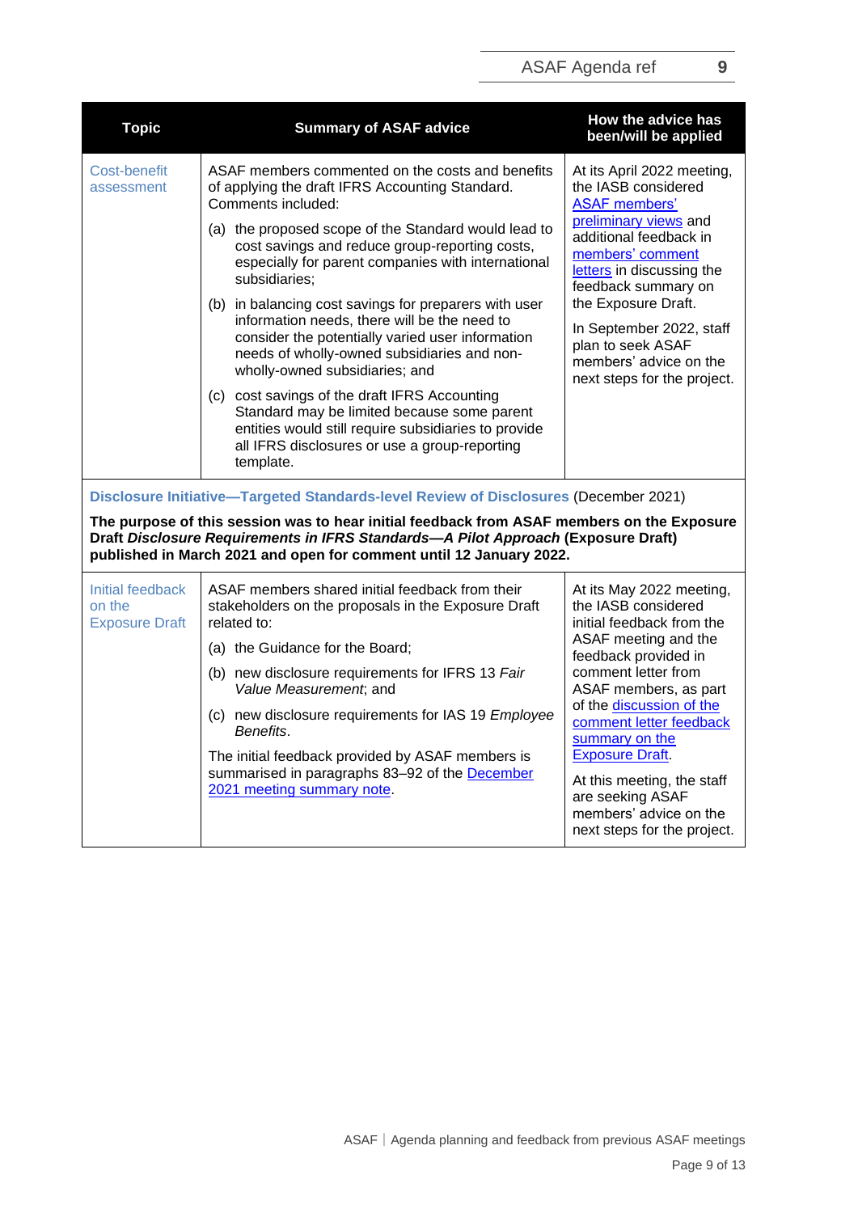| Topic | Summary of ASAF advice | How the advice has been/will be applied |
|---|---|---|
| Cost-benefit assessment | ASAF members commented on the costs and benefits of applying the draft IFRS Accounting Standard. Comments included:<br>(a) the proposed scope of the Standard would lead to cost savings and reduce group-reporting costs, especially for parent companies with international subsidiaries;<br>(b) in balancing cost savings for preparers with user information needs, there will be the need to consider the potentially varied user information needs of wholly-owned subsidiaries and non-wholly-owned subsidiaries; and<br>(c) cost savings of the draft IFRS Accounting Standard may be limited because some parent entities would still require subsidiaries to provide all IFRS disclosures or use a group-reporting template. | At its April 2022 meeting, the IASB considered ASAF members' preliminary views and additional feedback in members' comment letters in discussing the feedback summary on the Exposure Draft.<br>In September 2022, staff plan to seek ASAF members' advice on the next steps for the project. |
| **Disclosure Initiative—Targeted Standards-level Review of Disclosures** (December 2021)<br>**The purpose of this session was to hear initial feedback from ASAF members on the Exposure Draft *Disclosure Requirements in IFRS Standards—A Pilot Approach* (Exposure Draft) published in March 2021 and open for comment until 12 January 2022.** | | |
| Initial feedback on the Exposure Draft | ASAF members shared initial feedback from their stakeholders on the proposals in the Exposure Draft related to:<br>(a) the Guidance for the Board;<br>(b) new disclosure requirements for IFRS 13 *Fair Value Measurement*; and<br>(c) new disclosure requirements for IAS 19 *Employee Benefits*.<br>The initial feedback provided by ASAF members is summarised in paragraphs 83–92 of the December 2021 meeting summary note. | At its May 2022 meeting, the IASB considered initial feedback from the ASAF meeting and the feedback provided in comment letter from ASAF members, as part of the discussion of the comment letter feedback summary on the Exposure Draft.<br>At this meeting, the staff are seeking ASAF members' advice on the next steps for the project. |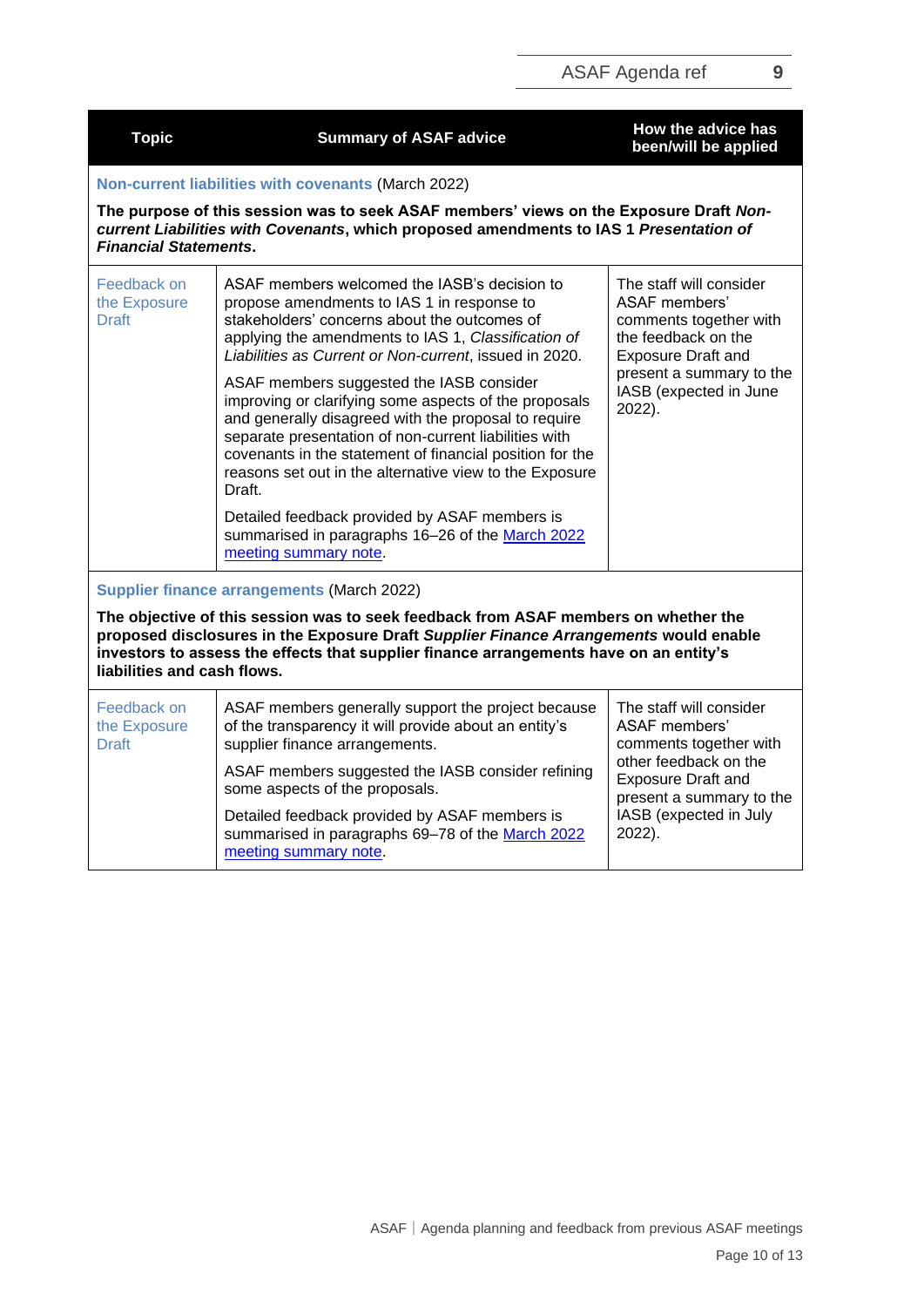| Topic | Summary of ASAF advice | How the advice has been/will be applied |
|---|---|---|
| **Non-current liabilities with covenants** (March 2022) | | |
| **The purpose of this session was to seek ASAF members' views on the Exposure Draft *Non-current Liabilities with Covenants*, which proposed amendments to IAS 1 *Presentation of Financial Statements*.** | | |
| Feedback on the Exposure Draft | ASAF members welcomed the IASB's decision to propose amendments to IAS 1 in response to stakeholders' concerns about the outcomes of applying the amendments to IAS 1, *Classification of Liabilities as Current or Non-current*, issued in 2020.<br><br>ASAF members suggested the IASB consider improving or clarifying some aspects of the proposals and generally disagreed with the proposal to require separate presentation of non-current liabilities with covenants in the statement of financial position for the reasons set out in the alternative view to the Exposure Draft.<br><br>Detailed feedback provided by ASAF members is summarised in paragraphs 16–26 of the March 2022 meeting summary note. | The staff will consider ASAF members' comments together with the feedback on the Exposure Draft and present a summary to the IASB (expected in June 2022). |
| **Supplier finance arrangements** (March 2022) | | |
| **The objective of this session was to seek feedback from ASAF members on whether the proposed disclosures in the Exposure Draft *Supplier Finance Arrangements* would enable investors to assess the effects that supplier finance arrangements have on an entity's liabilities and cash flows.** | | |
| Feedback on the Exposure Draft | ASAF members generally support the project because of the transparency it will provide about an entity's supplier finance arrangements.<br><br>ASAF members suggested the IASB consider refining some aspects of the proposals.<br><br>Detailed feedback provided by ASAF members is summarised in paragraphs 69–78 of the March 2022 meeting summary note. | The staff will consider ASAF members' comments together with other feedback on the Exposure Draft and present a summary to the IASB (expected in July 2022). |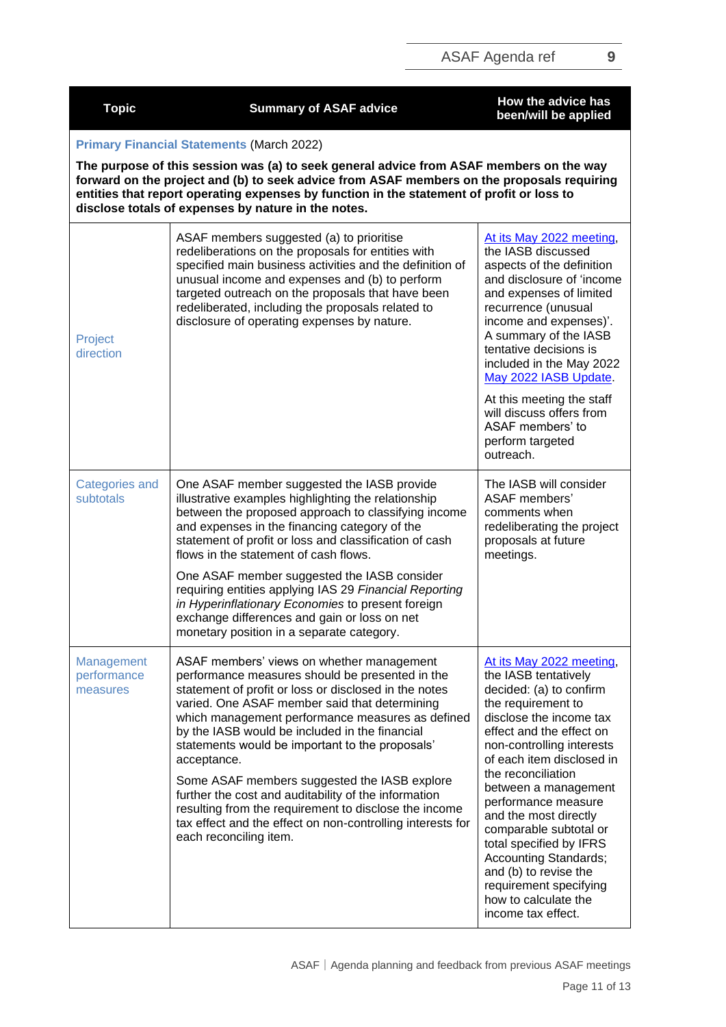| Topic | Summary of ASAF advice | How the advice has been/will be applied |
|---|---|---|
| **Primary Financial Statements** (March 2022)<br><br>**The purpose of this session was (a) to seek general advice from ASAF members on the way forward on the project and (b) to seek advice from ASAF members on the proposals requiring entities that report operating expenses by function in the statement of profit or loss to disclose totals of expenses by nature in the notes.** | | |
| Project direction | ASAF members suggested (a) to prioritise redeliberations on the proposals for entities with specified main business activities and the definition of unusual income and expenses and (b) to perform targeted outreach on the proposals that have been redeliberated, including the proposals related to disclosure of operating expenses by nature. | At its May 2022 meeting, the IASB discussed aspects of the definition and disclosure of 'income and expenses of limited recurrence (unusual income and expenses)'. A summary of the IASB tentative decisions is included in the May 2022 May 2022 IASB Update.<br><br>At this meeting the staff will discuss offers from ASAF members' to perform targeted outreach. |
| Categories and subtotals | One ASAF member suggested the IASB provide illustrative examples highlighting the relationship between the proposed approach to classifying income and expenses in the financing category of the statement of profit or loss and classification of cash flows in the statement of cash flows.<br><br>One ASAF member suggested the IASB consider requiring entities applying IAS 29 *Financial Reporting in Hyperinflationary Economies* to present foreign exchange differences and gain or loss on net monetary position in a separate category. | The IASB will consider ASAF members' comments when redeliberating the project proposals at future meetings. |
| Management performance measures | ASAF members' views on whether management performance measures should be presented in the statement of profit or loss or disclosed in the notes varied. One ASAF member said that determining which management performance measures as defined by the IASB would be included in the financial statements would be important to the proposals' acceptance.<br><br>Some ASAF members suggested the IASB explore further the cost and auditability of the information resulting from the requirement to disclose the income tax effect and the effect on non-controlling interests for each reconciling item. | At its May 2022 meeting, the IASB tentatively decided: (a) to confirm the requirement to disclose the income tax effect and the effect on non-controlling interests of each item disclosed in the reconciliation between a management performance measure and the most directly comparable subtotal or total specified by IFRS Accounting Standards; and (b) to revise the requirement specifying how to calculate the income tax effect. |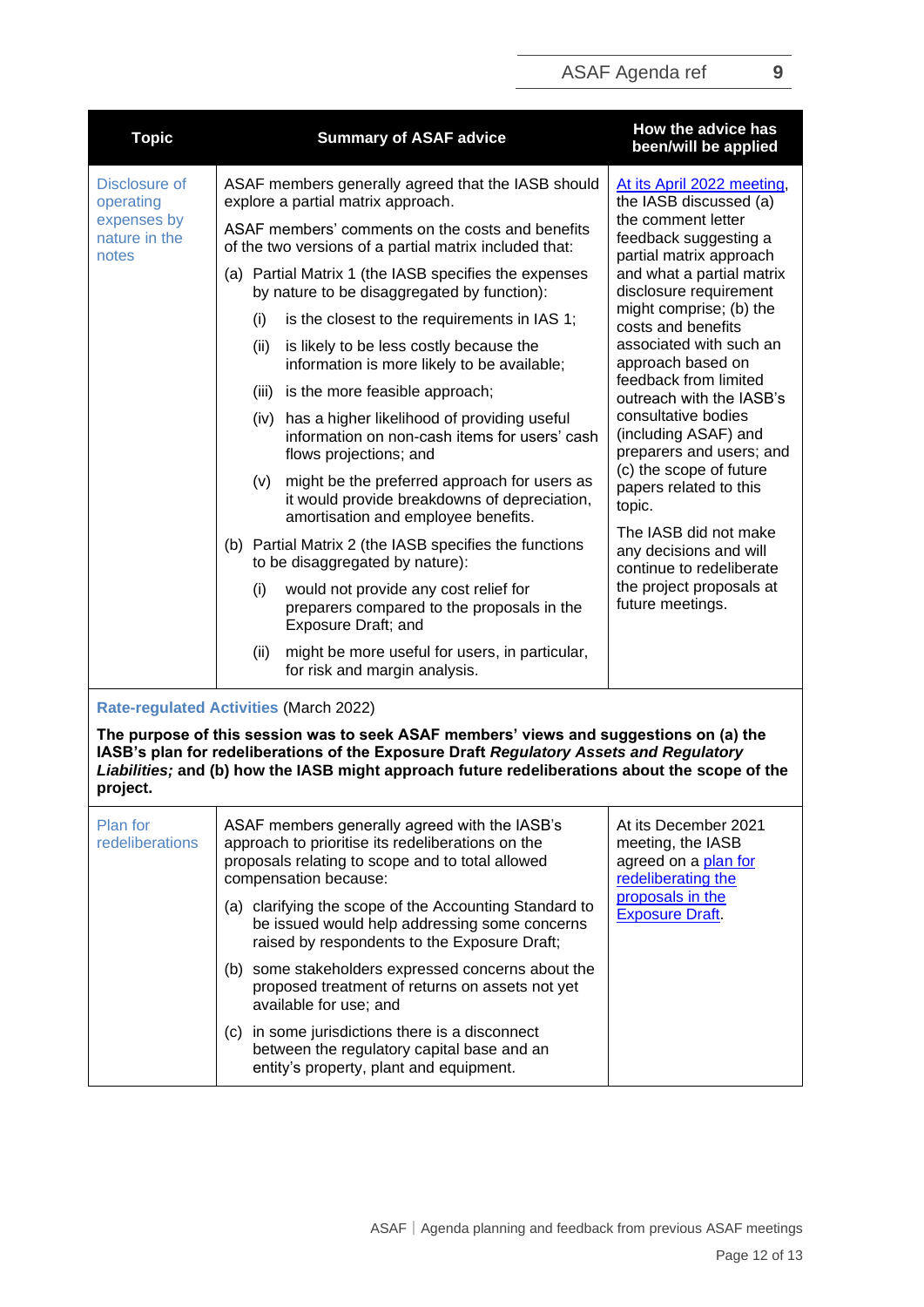| Topic | Summary of ASAF advice | How the advice has been/will be applied |
|---|---|---|
| Disclosure of operating expenses by nature in the notes | ASAF members generally agreed that the IASB should explore a partial matrix approach.<br><br>ASAF members' comments on the costs and benefits of the two versions of a partial matrix included that:<br><br>(a) Partial Matrix 1 (the IASB specifies the expenses by nature to be disaggregated by function):<br>(i) is the closest to the requirements in IAS 1;<br>(ii) is likely to be less costly because the information is more likely to be available;<br>(iii) is the more feasible approach;<br>(iv) has a higher likelihood of providing useful information on non-cash items for users' cash flows projections; and<br>(v) might be the preferred approach for users as it would provide breakdowns of depreciation, amortisation and employee benefits.<br><br>(b) Partial Matrix 2 (the IASB specifies the functions to be disaggregated by nature):<br>(i) would not provide any cost relief for preparers compared to the proposals in the Exposure Draft; and<br>(ii) might be more useful for users, in particular, for risk and margin analysis. | At its April 2022 meeting, the IASB discussed (a) the comment letter feedback suggesting a partial matrix approach and what a partial matrix disclosure requirement might comprise; (b) the costs and benefits associated with such an approach based on feedback from limited outreach with the IASB's consultative bodies (including ASAF) and preparers and users; and (c) the scope of future papers related to this topic.<br><br>The IASB did not make any decisions and will continue to redeliberate the project proposals at future meetings. |
| **Rate-regulated Activities** (March 2022)<br><br>**The purpose of this session was to seek ASAF members' views and suggestions on (a) the IASB's plan for redeliberations of the Exposure Draft *Regulatory Assets and Regulatory Liabilities;* and (b) how the IASB might approach future redeliberations about the scope of the project.** | | |
| Plan for redeliberations | ASAF members generally agreed with the IASB's approach to prioritise its redeliberations on the proposals relating to scope and to total allowed compensation because:<br><br>(a) clarifying the scope of the Accounting Standard to be issued would help addressing some concerns raised by respondents to the Exposure Draft;<br>(b) some stakeholders expressed concerns about the proposed treatment of returns on assets not yet available for use; and<br>(c) in some jurisdictions there is a disconnect between the regulatory capital base and an entity's property, plant and equipment. | At its December 2021 meeting, the IASB agreed on a plan for redeliberating the proposals in the Exposure Draft. |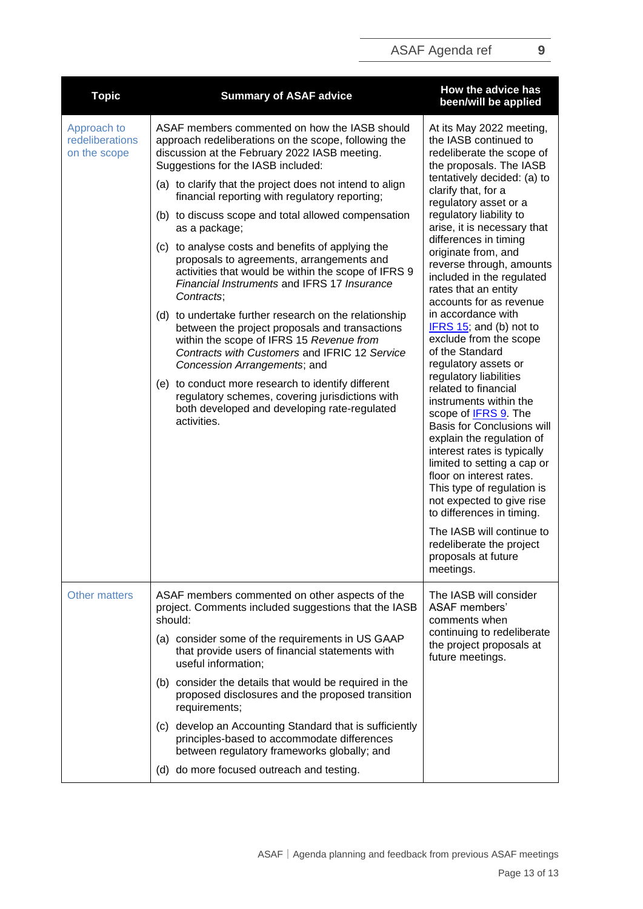| Topic | Summary of ASAF advice | How the advice has been/will be applied |
|---|---|---|
| Approach to redeliberations on the scope | ASAF members commented on how the IASB should approach redeliberations on the scope, following the discussion at the February 2022 IASB meeting. Suggestions for the IASB included:<br><br>(a) to clarify that the project does not intend to align financial reporting with regulatory reporting;<br><br>(b) to discuss scope and total allowed compensation as a package;<br><br>(c) to analyse costs and benefits of applying the proposals to agreements, arrangements and activities that would be within the scope of IFRS 9 *Financial Instruments* and IFRS 17 *Insurance Contracts*;<br><br>(d) to undertake further research on the relationship between the project proposals and transactions within the scope of IFRS 15 *Revenue from Contracts with Customers* and IFRIC 12 *Service Concession Arrangements*; and<br><br>(e) to conduct more research to identify different regulatory schemes, covering jurisdictions with both developed and developing rate-regulated activities. | At its May 2022 meeting, the IASB continued to redeliberate the scope of the proposals. The IASB tentatively decided: (a) to clarify that, for a regulatory asset or a regulatory liability to arise, it is necessary that differences in timing originate from, and reverse through, amounts included in the regulated rates that an entity accounts for as revenue in accordance with IFRS 15; and (b) not to exclude from the scope of the Standard regulatory assets or regulatory liabilities related to financial instruments within the scope of IFRS 9. The Basis for Conclusions will explain the regulation of interest rates is typically limited to setting a cap or floor on interest rates. This type of regulation is not expected to give rise to differences in timing.<br><br>The IASB will continue to redeliberate the project proposals at future meetings. |
| Other matters | ASAF members commented on other aspects of the project. Comments included suggestions that the IASB should:<br><br>(a) consider some of the requirements in US GAAP that provide users of financial statements with useful information;<br><br>(b) consider the details that would be required in the proposed disclosures and the proposed transition requirements;<br><br>(c) develop an Accounting Standard that is sufficiently principles-based to accommodate differences between regulatory frameworks globally; and<br><br>(d) do more focused outreach and testing. | The IASB will consider ASAF members' comments when continuing to redeliberate the project proposals at future meetings. |